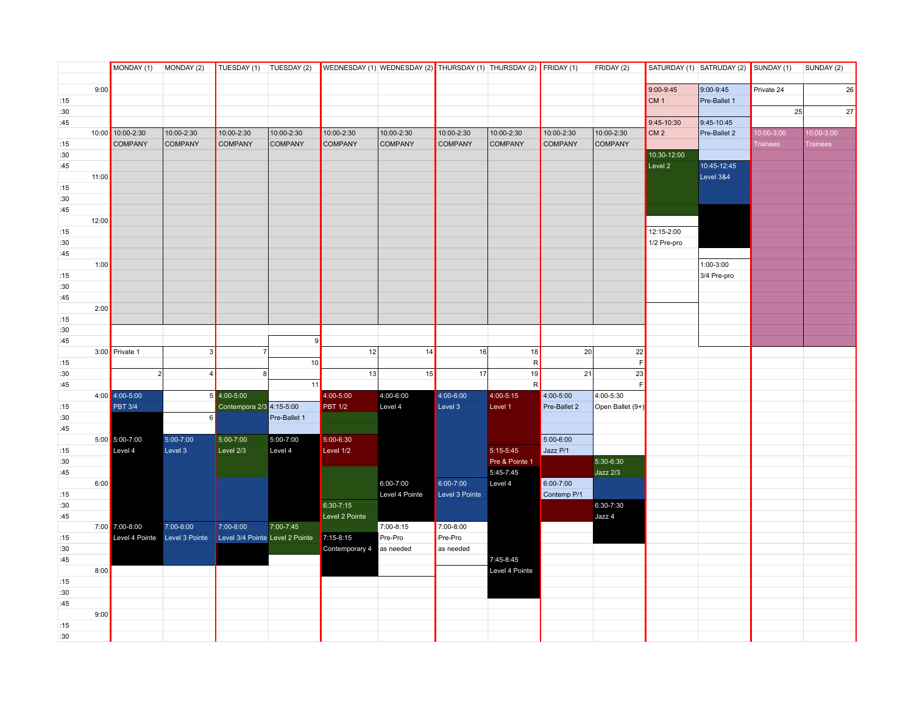| | MONDAY (1) | MONDAY (2) | TUESDAY (1) | TUESDAY (2) | WEDNESDAY (1) | WEDNESDAY (2) | THURSDAY (1) | THURSDAY (2) | FRIDAY (1) | FRIDAY (2) | SATURDAY (1) | SATRUDAY (2) | SUNDAY (1) | SUNDAY (2) |
|---|---|---|---|---|---|---|---|---|---|---|---|---|---|---|
| 9:00 | | | | | | | | | | | 9:00-9:45 | 9:00-9:45 | Private 24 | 26 |
| :15 | | | | | | | | | | | CM 1 | Pre-Ballet 1 | | |
| :30 | | | | | | | | | | | | | 25 | 27 |
| :45 | | | | | | | | | | | 9:45-10:30 | 9:45-10:45 | | |
| 10:00 | 10:00-2:30 | 10:00-2:30 | 10:00-2:30 | 10:00-2:30 | 10:00-2:30 | 10:00-2:30 | 10:00-2:30 | 10:00-2:30 | 10:00-2:30 | 10:00-2:30 | CM 2 | Pre-Ballet 2 | 10:00-3:00 | 10:00-3:00 |
| :15 | COMPANY | COMPANY | COMPANY | COMPANY | COMPANY | COMPANY | COMPANY | COMPANY | COMPANY | COMPANY | | | Trainees | Trainees |
| :30 | | | | | | | | | | | 10:30-12:00 | | | |
| :45 | | | | | | | | | | | Level 2 | 10:45-12:45 | | |
| 11:00 | | | | | | | | | | | | Level 3&4 | | |
| :15 | | | | | | | | | | | | | | |
| :30 | | | | | | | | | | | | | | |
| :45 | | | | | | | | | | | | | | |
| 12:00 | | | | | | | | | | | | | | |
| :15 | | | | | | | | | | | 12:15-2:00 | | | |
| :30 | | | | | | | | | | | 1/2 Pre-pro | | | |
| :45 | | | | | | | | | | | | | | |
| 1:00 | | | | | | | | | | | | 1:00-3:00 | | |
| :15 | | | | | | | | | | | | 3/4 Pre-pro | | |
| :30 | | | | | | | | | | | | | | |
| :45 | | | | | | | | | | | | | | |
| 2:00 | | | | | | | | | | | | | | |
| :15 | | | | | | | | | | | | | | |
| :30 | | | | | | | | | | | | | | |
| :45 | | | | 9 | | | | | | | | | | |
| 3:00 | Private 1 | 3 | 7 | | 12 | 14 | 16 | 18 | 20 | 22 | | | | |
| :15 | | | | 10 | | | | R | | F | | | | |
| :30 | 2 | 4 | 8 | | 13 | 15 | 17 | 19 | 21 | 23 | | | | |
| :45 | | | | 11 | | | | R | | F | | | | |
| 4:00 | 4:00-5:00 | 5 | 4:00-5:00 | | 4:00-5:00 | 4:00-6:00 | 4:00-6:00 | 4:00-5:15 | 4:00-5:00 | 4:00-5:30 | | | | |
| :15 | PBT 3/4 | | Contempora 2/3 | 4:15-5:00 | PBT 1/2 | Level 4 | Level 3 | Level 1 | Pre-Ballet 2 | Open Ballet (9+) | | | | |
| :30 | | 6 | | Pre-Ballet 1 | | | | | | | | | | |
| :45 | | | | | | | | | | | | | | |
| 5:00 | 5:00-7:00 | 5:00-7:00 | 5:00-7:00 | 5:00-7:00 | 5:00-6:30 | | | | 5:00-6:00 | | | | | |
| :15 | Level 4 | Level 3 | Level 2/3 | Level 4 | Level 1/2 | | | 5:15-5:45 | Jazz P/1 | | | | | |
| :30 | | | | | | | | Pre & Pointe 1 | | 5:30-6:30 | | | | |
| :45 | | | | | | | | 5:45-7:45 | | Jazz 2/3 | | | | |
| 6:00 | | | | | | 6:00-7:00 | 6:00-7:00 | Level 4 | 6:00-7:00 | | | | | |
| :15 | | | | | | Level 4 Pointe | Level 3 Pointe | | Contemp P/1 | | | | | |
| :30 | | | | | 6:30-7:15 | | | | | 6:30-7:30 | | | | |
| :45 | | | | | Level 2 Pointe | | | | | Jazz 4 | | | | |
| 7:00 | 7:00-8:00 | 7:00-8:00 | 7:00-8:00 | 7:00-7:45 | | 7:00-8:15 | 7:00-8:00 | | | | | | | |
| :15 | Level 4 Pointe | Level 3 Pointe | Level 3/4 Pointe | Level 2 Pointe | 7:15-8:15 | Pre-Pro | Pre-Pro | | | | | | | |
| :30 | | | | | Contemporary 4 | as needed | as needed | | | | | | | |
| :45 | | | | | | | | 7:45-8:45 | | | | | | |
| 8:00 | | | | | | | | Level 4 Pointe | | | | | | |
| :15 | | | | | | | | | | | | | | |
| :30 | | | | | | | | | | | | | | |
| :45 | | | | | | | | | | | | | | |
| 9:00 | | | | | | | | | | | | | | |
| :15 | | | | | | | | | | | | | | |
| :30 | | | | | | | | | | | | | | |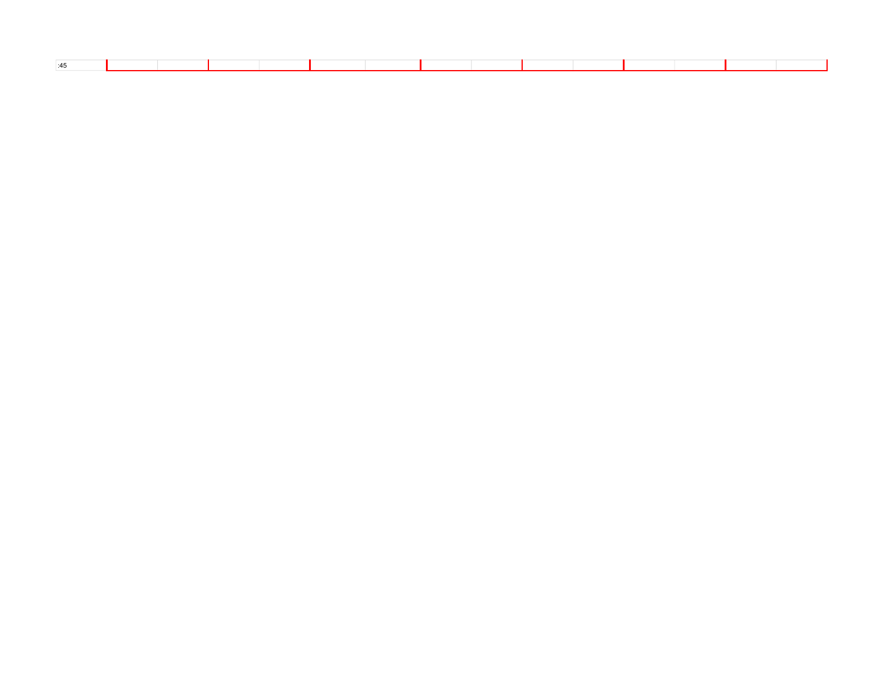| | | | | | | | | | | | | | | |
|---|---|---|---|---|---|---|---|---|---|---|---|---|---|---|
| :45 | | | | | | | | | | | | | | |